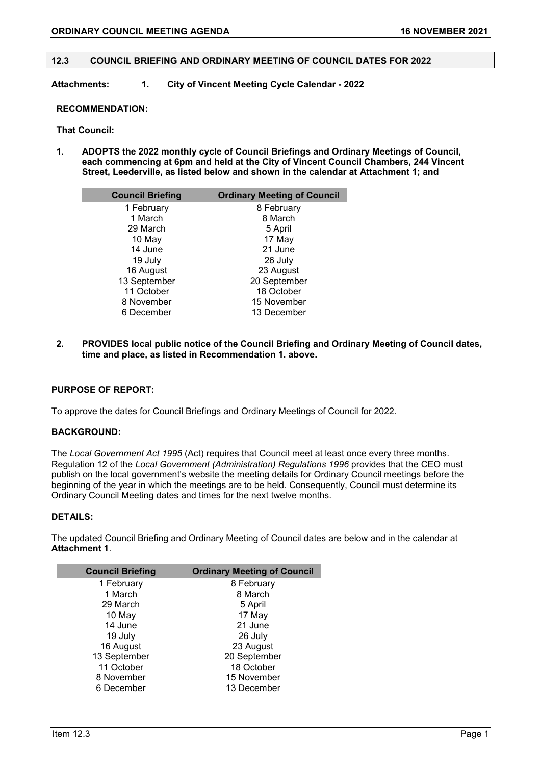## 12.3 COUNCIL BRIEFING AND ORDINARY MEETING OF COUNCIL DATES FOR 2022

**Attachments: 1. City of Vincent Meeting Cycle Calendar - 2022**

**RECOMMENDATION:**

**That Council:**

1. **ADOPTS the 2022 monthly cycle of Council Briefings and Ordinary Meetings of Council, each commencing at 6pm and held at the City of Vincent Council Chambers, 244 Vincent Street, Leederville, as listed below and shown in the calendar at Attachment 1; and**

| Council Briefing | Ordinary Meeting of Council |
|---|---|
| 1 February | 8 February |
| 1 March | 8 March |
| 29 March | 5 April |
| 10 May | 17 May |
| 14 June | 21 June |
| 19 July | 26 July |
| 16 August | 23 August |
| 13 September | 20 September |
| 11 October | 18 October |
| 8 November | 15 November |
| 6 December | 13 December |

2. **PROVIDES local public notice of the Council Briefing and Ordinary Meeting of Council dates, time and place, as listed in Recommendation 1. above.**

**PURPOSE OF REPORT:**

To approve the dates for Council Briefings and Ordinary Meetings of Council for 2022.

**BACKGROUND:**

The *Local Government Act 1995* (Act) requires that Council meet at least once every three months. Regulation 12 of the *Local Government (Administration) Regulations 1996* provides that the CEO must publish on the local government's website the meeting details for Ordinary Council meetings before the beginning of the year in which the meetings are to be held. Consequently, Council must determine its Ordinary Council Meeting dates and times for the next twelve months.

**DETAILS:**

The updated Council Briefing and Ordinary Meeting of Council dates are below and in the calendar at **Attachment 1**.

| Council Briefing | Ordinary Meeting of Council |
|---|---|
| 1 February | 8 February |
| 1 March | 8 March |
| 29 March | 5 April |
| 10 May | 17 May |
| 14 June | 21 June |
| 19 July | 26 July |
| 16 August | 23 August |
| 13 September | 20 September |
| 11 October | 18 October |
| 8 November | 15 November |
| 6 December | 13 December |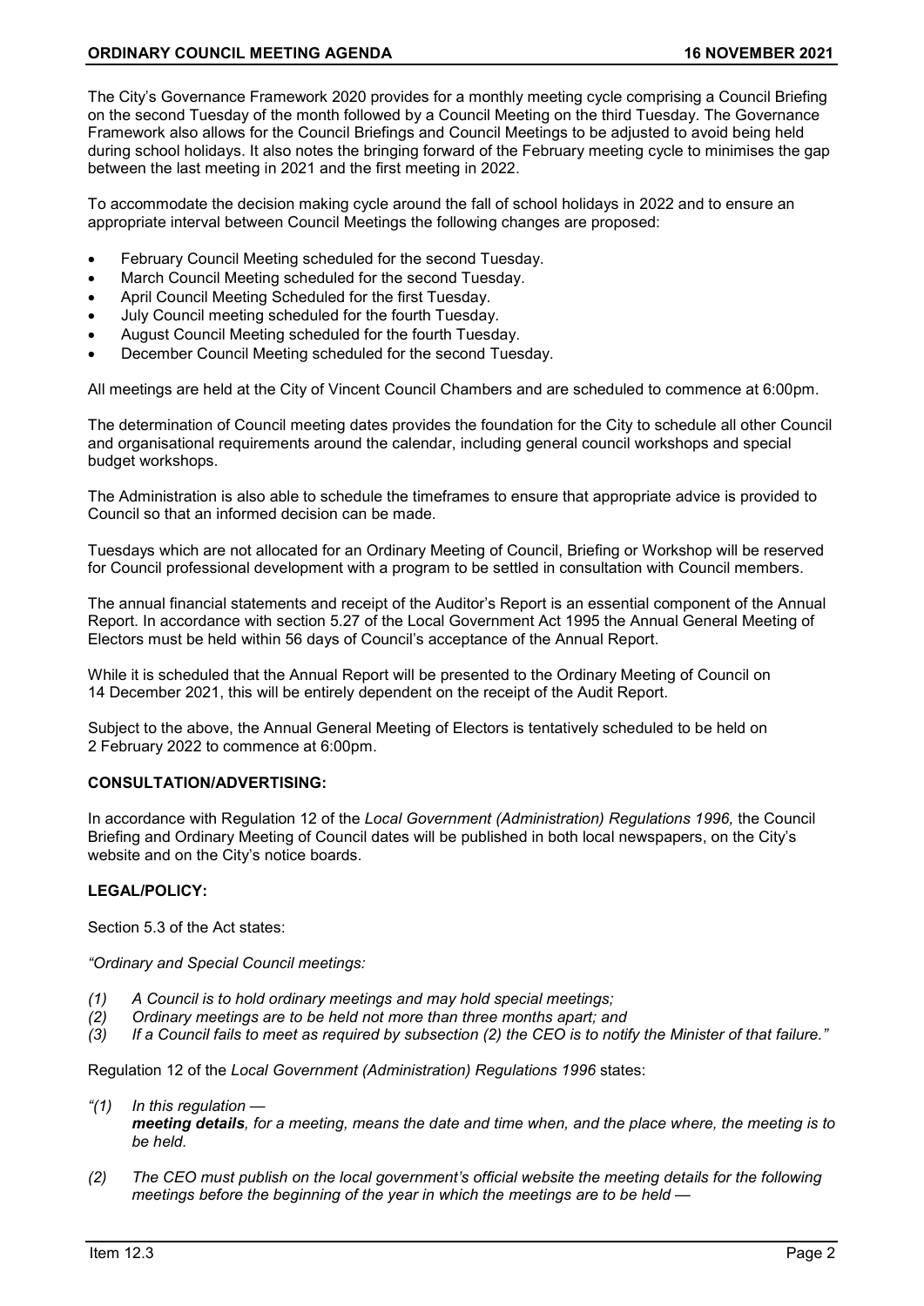The City's Governance Framework 2020 provides for a monthly meeting cycle comprising a Council Briefing on the second Tuesday of the month followed by a Council Meeting on the third Tuesday. The Governance Framework also allows for the Council Briefings and Council Meetings to be adjusted to avoid being held during school holidays. It also notes the bringing forward of the February meeting cycle to minimises the gap between the last meeting in 2021 and the first meeting in 2022.

To accommodate the decision making cycle around the fall of school holidays in 2022 and to ensure an appropriate interval between Council Meetings the following changes are proposed:

- February Council Meeting scheduled for the second Tuesday.
- March Council Meeting scheduled for the second Tuesday.
- April Council Meeting Scheduled for the first Tuesday.
- July Council meeting scheduled for the fourth Tuesday.
- August Council Meeting scheduled for the fourth Tuesday.
- December Council Meeting scheduled for the second Tuesday.

All meetings are held at the City of Vincent Council Chambers and are scheduled to commence at 6:00pm.

The determination of Council meeting dates provides the foundation for the City to schedule all other Council and organisational requirements around the calendar, including general council workshops and special budget workshops.

The Administration is also able to schedule the timeframes to ensure that appropriate advice is provided to Council so that an informed decision can be made.

Tuesdays which are not allocated for an Ordinary Meeting of Council, Briefing or Workshop will be reserved for Council professional development with a program to be settled in consultation with Council members.

The annual financial statements and receipt of the Auditor's Report is an essential component of the Annual Report. In accordance with section 5.27 of the Local Government Act 1995 the Annual General Meeting of Electors must be held within 56 days of Council's acceptance of the Annual Report.

While it is scheduled that the Annual Report will be presented to the Ordinary Meeting of Council on 14 December 2021, this will be entirely dependent on the receipt of the Audit Report.

Subject to the above, the Annual General Meeting of Electors is tentatively scheduled to be held on 2 February 2022 to commence at 6:00pm.

**CONSULTATION/ADVERTISING:**

In accordance with Regulation 12 of the *Local Government (Administration) Regulations 1996,* the Council Briefing and Ordinary Meeting of Council dates will be published in both local newspapers, on the City's website and on the City's notice boards.

**LEGAL/POLICY:**

Section 5.3 of the Act states:

*"Ordinary and Special Council meetings:*

*(1) A Council is to hold ordinary meetings and may hold special meetings;*
*(2) Ordinary meetings are to be held not more than three months apart; and*
*(3) If a Council fails to meet as required by subsection (2) the CEO is to notify the Minister of that failure."*

Regulation 12 of the *Local Government (Administration) Regulations 1996* states:

*"(1) In this regulation —*
***meeting details****, for a meeting, means the date and time when, and the place where, the meeting is to be held.*

*(2) The CEO must publish on the local government's official website the meeting details for the following meetings before the beginning of the year in which the meetings are to be held —*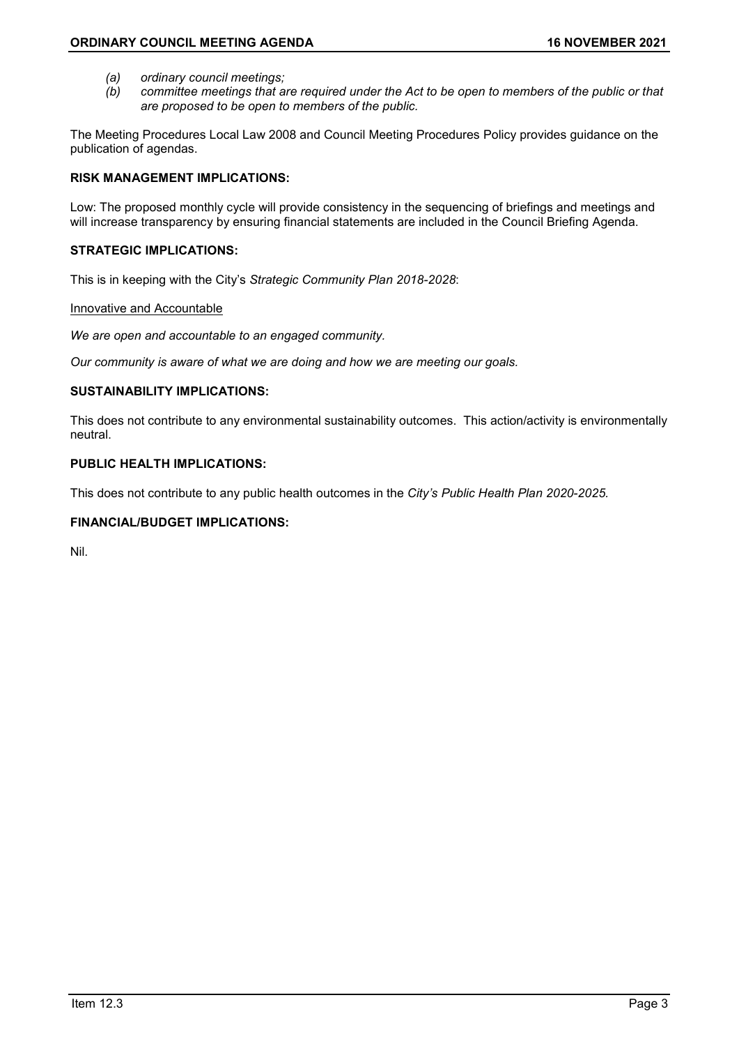*(a) ordinary council meetings;*
*(b) committee meetings that are required under the Act to be open to members of the public or that are proposed to be open to members of the public.*

The Meeting Procedures Local Law 2008 and Council Meeting Procedures Policy provides guidance on the publication of agendas.

**RISK MANAGEMENT IMPLICATIONS:**

Low: The proposed monthly cycle will provide consistency in the sequencing of briefings and meetings and will increase transparency by ensuring financial statements are included in the Council Briefing Agenda.

**STRATEGIC IMPLICATIONS:**

This is in keeping with the City's *Strategic Community Plan 2018-2028*:

Innovative and Accountable

*We are open and accountable to an engaged community.*

*Our community is aware of what we are doing and how we are meeting our goals.*

**SUSTAINABILITY IMPLICATIONS:**

This does not contribute to any environmental sustainability outcomes. This action/activity is environmentally neutral.

**PUBLIC HEALTH IMPLICATIONS:**

This does not contribute to any public health outcomes in the *City's Public Health Plan 2020-2025.*

**FINANCIAL/BUDGET IMPLICATIONS:**

Nil.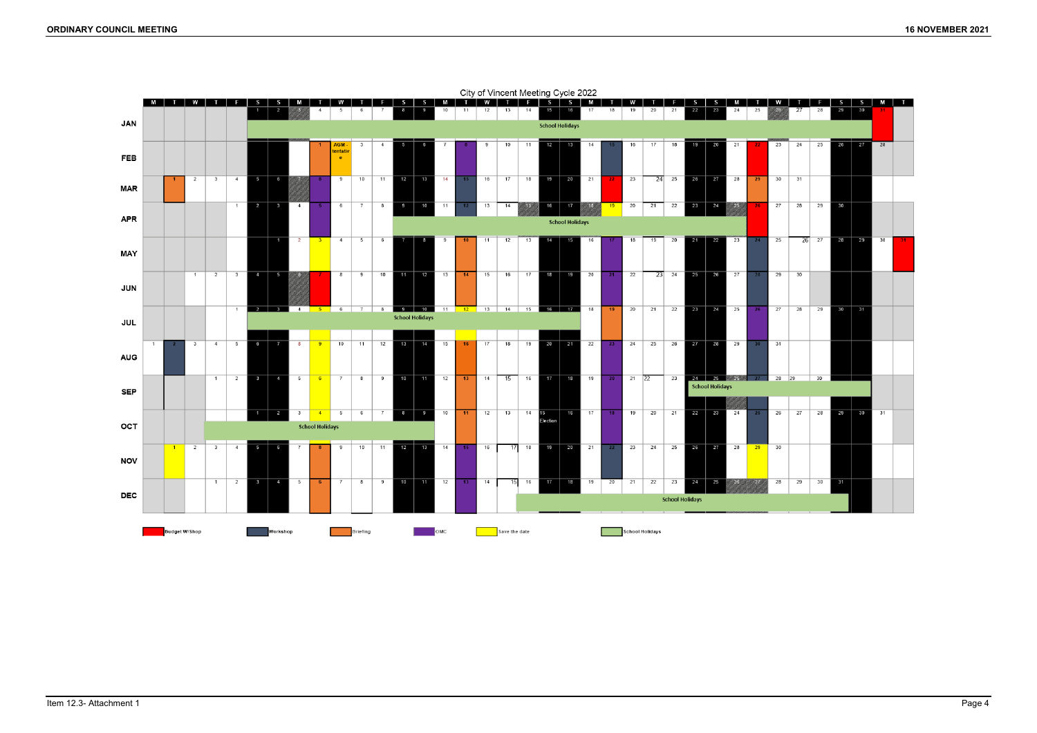City of Vincent Meeting Cycle 2022

| | M | T | W | T | F | S | S | M | T | W | T | F | S | S | M | T | W | T | F | S | S | M | T | W | T | F | S | S | M | T | W | T | F | S | S | M | T |
|---|---|---|---|---|---|---|---|---|---|---|---|---|---|---|---|---|---|---|---|---|---|---|---|---|---|---|---|---|---|---|---|---|---|---|---|---|---|
| **JAN** | | | | | | 1 | 2 | 3 | 4 | 5 | 6 | 7 | 8 | 9 | 10 | 11 | 12 | 13 | 14 | 15 School Holidays | 16 | 17 | 18 | 19 | 20 | 21 | 22 | 23 | 24 | 25 | 26 | 27 | 28 | 29 | 30 | 31 | |
| **FEB** | | | | | | | | | 1 | 2 AGM - tentative | 3 | 4 | 5 | 6 | 7 | 8 | 9 | 10 | 11 | 12 | 13 | 14 | 15 | 16 | 17 | 18 | 19 | 20 | 21 | 22 | 23 | 24 | 25 | 26 | 27 | 28 | |
| **MAR** | | 1 | 2 | 3 | 4 | 5 | 6 | 7 | 8 | 9 | 10 | 11 | 12 | 13 | 14 | 15 | 16 | 17 | 18 | 19 | 20 | 21 | 22 | 23 | 24 | 25 | 26 | 27 | 28 | 29 | 30 | 31 | | | | | |
| **APR** | | | | | 1 | 2 | 3 | 4 | 5 | 6 | 7 | 8 | 9 | 10 | 11 | 12 | 13 | 14 | 15 | 16 School Holidays | 17 | 18 | 19 | 20 | 21 | 22 | 23 | 24 | 25 | 26 | 27 | 28 | 29 | 30 | | | |
| **MAY** | | | | | | | 1 | 2 | 3 | 4 | 5 | 6 | 7 | 8 | 9 | 10 | 11 | 12 | 13 | 14 | 15 | 16 | 17 | 18 | 19 | 20 | 21 | 22 | 23 | 24 | 25 | 26 | 27 | 28 | 29 | 30 | 31 |
| **JUN** | | | 1 | 2 | 3 | 4 | 5 | 6 | 7 | 8 | 9 | 10 | 11 | 12 | 13 | 14 | 15 | 16 | 17 | 18 | 19 | 20 | 21 | 22 | 23 | 24 | 25 | 26 | 27 | 28 | 29 | 30 | | | | | |
| **JUL** | | | | | 1 | 2 | 3 | 4 | 5 | 6 | 7 | 8 | 9 School Holidays | 10 | 11 | 12 | 13 | 14 | 15 | 16 | 17 | 18 | 19 | 20 | 21 | 22 | 23 | 24 | 25 | 26 | 27 | 28 | 29 | 30 | 31 | | |
| **AUG** | 1 | 2 | 3 | 4 | 5 | 6 | 7 | 8 | 9 | 10 | 11 | 12 | 13 | 14 | 15 | 16 | 17 | 18 | 19 | 20 | 21 | 22 | 23 | 24 | 25 | 26 | 27 | 28 | 29 | 30 | 31 | | | | | | |
| **SEP** | | | | 1 | 2 | 3 | 4 | 5 | 6 | 7 | 8 | 9 | 10 | 11 | 12 | 13 | 14 | 15 | 16 | 17 | 18 | 19 | 20 | 21 | 22 | 23 | 24 School Holidays | 25 | 26 | 27 | 28 | 29 | 30 | | | | |
| **OCT** | | | | | | 1 | 2 | 3 | 4 School Holidays | 5 | 6 | 7 | 8 | 9 | 10 | 11 | 12 | 13 | 14 | 15 Election | 16 | 17 | 18 | 19 | 20 | 21 | 22 | 23 | 24 | 25 | 26 | 27 | 28 | 29 | 30 | 31 | |
| **NOV** | | 1 | 2 | 3 | 4 | 5 | 6 | 7 | 8 | 9 | 10 | 11 | 12 | 13 | 14 | 15 | 16 | 17 | 18 | 19 | 20 | 21 | 22 | 23 | 24 | 25 | 26 | 27 | 28 | 29 | 30 | | | | | | |
| **DEC** | | | | 1 | 2 | 3 | 4 | 5 | 6 | 7 | 8 | 9 | 10 | 11 | 12 | 13 | 14 | 15 | 16 | 17 | 18 | 19 | 20 | 21 | 22 | 23 School Holidays | 24 | 25 | 26 | 27 | 28 | 29 | 30 | 31 | | | |

Budget W/Shop | Workshop | Briefing | OMC | Save the date | School Holidays